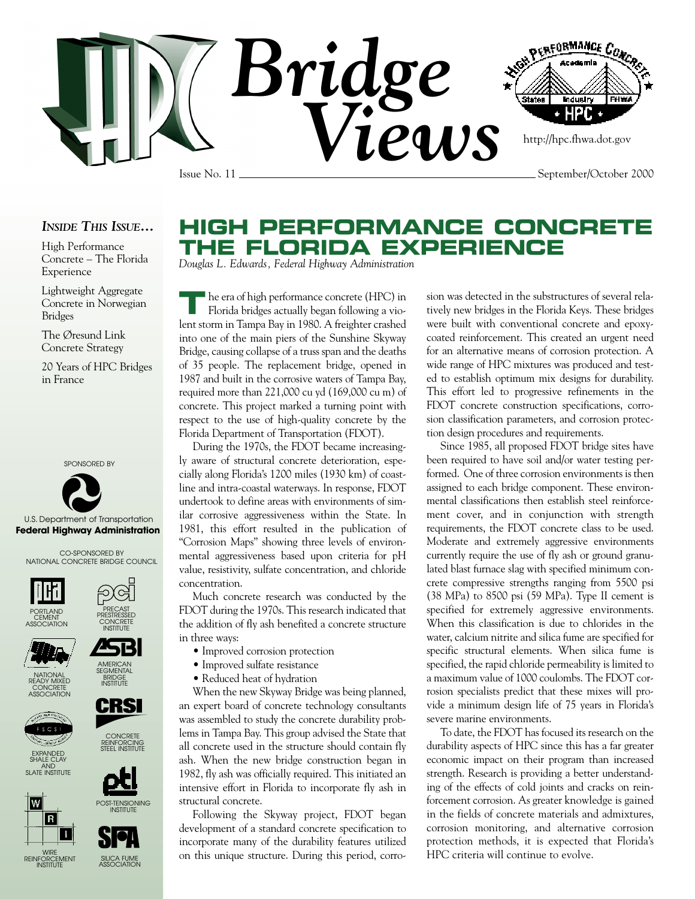# HPC Bridge Views

http://hpc.fhwa.dot.gov

Issue No. 11 — September/October 2000

*INSIDE THIS ISSUE…*

High Performance Concrete – The Florida Experience

Lightweight Aggregate Concrete in Norwegian Bridges

The Øresund Link Concrete Strategy

20 Years of HPC Bridges in France

SPONSORED BY

U.S. Department of Transportation
**Federal Highway Administration**

CO-SPONSORED BY
NATIONAL CONCRETE BRIDGE COUNCIL

PORTLAND CEMENT ASSOCIATION

PRECAST PRESTRESSED CONCRETE INSTITUTE

NATIONAL READY MIXED CONCRETE ASSOCIATION

AMERICAN SEGMENTAL BRIDGE INSTITUTE

EXPANDED SHALE CLAY AND SLATE INSTITUTE

CONCRETE REINFORCING STEEL INSTITUTE

POST-TENSIONING INSTITUTE

WIRE REINFORCEMENT INSTITUTE

SILICA FUME ASSOCIATION

# HIGH PERFORMANCE CONCRETE THE FLORIDA EXPERIENCE

*Douglas L. Edwards, Federal Highway Administration*

The era of high performance concrete (HPC) in Florida bridges actually began following a violent storm in Tampa Bay in 1980. A freighter crashed into one of the main piers of the Sunshine Skyway Bridge, causing collapse of a truss span and the deaths of 35 people. The replacement bridge, opened in 1987 and built in the corrosive waters of Tampa Bay, required more than 221,000 cu yd (169,000 cu m) of concrete. This project marked a turning point with respect to the use of high-quality concrete by the Florida Department of Transportation (FDOT).

During the 1970s, the FDOT became increasingly aware of structural concrete deterioration, especially along Florida's 1200 miles (1930 km) of coastline and intra-coastal waterways. In response, FDOT undertook to define areas with environments of similar corrosive aggressiveness within the State. In 1981, this effort resulted in the publication of "Corrosion Maps" showing three levels of environmental aggressiveness based upon criteria for pH value, resistivity, sulfate concentration, and chloride concentration.

Much concrete research was conducted by the FDOT during the 1970s. This research indicated that the addition of fly ash benefited a concrete structure in three ways:

- Improved corrosion protection
- Improved sulfate resistance
- Reduced heat of hydration

When the new Skyway Bridge was being planned, an expert board of concrete technology consultants was assembled to study the concrete durability problems in Tampa Bay. This group advised the State that all concrete used in the structure should contain fly ash. When the new bridge construction began in 1982, fly ash was officially required. This initiated an intensive effort in Florida to incorporate fly ash in structural concrete.

Following the Skyway project, FDOT began development of a standard concrete specification to incorporate many of the durability features utilized on this unique structure. During this period, corrosion was detected in the substructures of several relatively new bridges in the Florida Keys. These bridges were built with conventional concrete and epoxy-coated reinforcement. This created an urgent need for an alternative means of corrosion protection. A wide range of HPC mixtures was produced and tested to establish optimum mix designs for durability. This effort led to progressive refinements in the FDOT concrete construction specifications, corrosion classification parameters, and corrosion protection design procedures and requirements.

Since 1985, all proposed FDOT bridge sites have been required to have soil and/or water testing performed. One of three corrosion environments is then assigned to each bridge component. These environmental classifications then establish steel reinforcement cover, and in conjunction with strength requirements, the FDOT concrete class to be used. Moderate and extremely aggressive environments currently require the use of fly ash or ground granulated blast furnace slag with specified minimum concrete compressive strengths ranging from 5500 psi (38 MPa) to 8500 psi (59 MPa). Type II cement is specified for extremely aggressive environments. When this classification is due to chlorides in the water, calcium nitrite and silica fume are specified for specific structural elements. When silica fume is specified, the rapid chloride permeability is limited to a maximum value of 1000 coulombs. The FDOT corrosion specialists predict that these mixes will provide a minimum design life of 75 years in Florida's severe marine environments.

To date, the FDOT has focused its research on the durability aspects of HPC since this has a far greater economic impact on their program than increased strength. Research is providing a better understanding of the effects of cold joints and cracks on reinforcement corrosion. As greater knowledge is gained in the fields of concrete materials and admixtures, corrosion monitoring, and alternative corrosion protection methods, it is expected that Florida's HPC criteria will continue to evolve.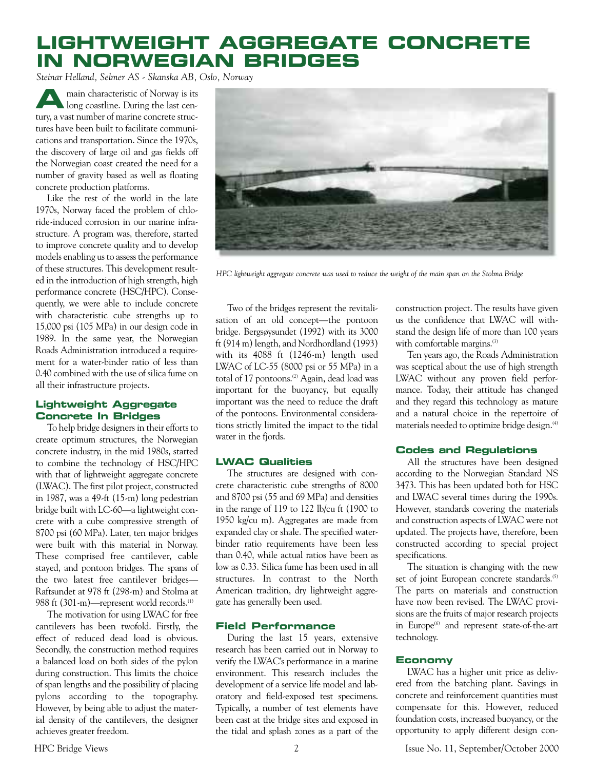# LIGHTWEIGHT AGGREGATE CONCRETE IN NORWEGIAN BRIDGES

*Steinar Helland, Selmer AS - Skanska AB, Oslo, Norway*

A main characteristic of Norway is its long coastline. During the last century, a vast number of marine concrete structures have been built to facilitate communications and transportation. Since the 1970s, the discovery of large oil and gas fields off the Norwegian coast created the need for a number of gravity based as well as floating concrete production platforms.

Like the rest of the world in the late 1970s, Norway faced the problem of chloride-induced corrosion in our marine infrastructure. A program was, therefore, started to improve concrete quality and to develop models enabling us to assess the performance of these structures. This development resulted in the introduction of high strength, high performance concrete (HSC/HPC). Consequently, we were able to include concrete with characteristic cube strengths up to 15,000 psi (105 MPa) in our design code in 1989. In the same year, the Norwegian Roads Administration introduced a requirement for a water-binder ratio of less than 0.40 combined with the use of silica fume on all their infrastructure projects.

*HPC lightweight aggregate concrete was used to reduce the weight of the main span on the Stolma Bridge*

## Lightweight Aggregate Concrete In Bridges

To help bridge designers in their efforts to create optimum structures, the Norwegian concrete industry, in the mid 1980s, started to combine the technology of HSC/HPC with that of lightweight aggregate concrete (LWAC). The first pilot project, constructed in 1987, was a 49-ft (15-m) long pedestrian bridge built with LC-60—a lightweight concrete with a cube compressive strength of 8700 psi (60 MPa). Later, ten major bridges were built with this material in Norway. These comprised free cantilever, cable stayed, and pontoon bridges. The spans of the two latest free cantilever bridges—Raftsundet at 978 ft (298-m) and Stolma at 988 ft (301-m)—represent world records.[1]

The motivation for using LWAC for free cantilevers has been twofold. Firstly, the effect of reduced dead load is obvious. Secondly, the construction method requires a balanced load on both sides of the pylon during construction. This limits the choice of span lengths and the possibility of placing pylons according to the topography. However, by being able to adjust the material density of the cantilevers, the designer achieves greater freedom.

Two of the bridges represent the revitalisation of an old concept—the pontoon bridge. Bergsøysundet (1992) with its 3000 ft (914 m) length, and Nordhordland (1993) with its 4088 ft (1246-m) length used LWAC of LC-55 (8000 psi or 55 MPa) in a total of 17 pontoons.[2] Again, dead load was important for the buoyancy, but equally important was the need to reduce the draft of the pontoons. Environmental considerations strictly limited the impact to the tidal water in the fjords.

## LWAC Qualities

The structures are designed with concrete characteristic cube strengths of 8000 and 8700 psi (55 and 69 MPa) and densities in the range of 119 to 122 lb/cu ft (1900 to 1950 kg/cu m). Aggregates are made from expanded clay or shale. The specified water-binder ratio requirements have been less than 0.40, while actual ratios have been as low as 0.33. Silica fume has been used in all structures. In contrast to the North American tradition, dry lightweight aggregate has generally been used.

## Field Performance

During the last 15 years, extensive research has been carried out in Norway to verify the LWAC's performance in a marine environment. This research includes the development of a service life model and laboratory and field-exposed test specimens. Typically, a number of test elements have been cast at the bridge sites and exposed in the tidal and splash zones as a part of the construction project. The results have given us the confidence that LWAC will withstand the design life of more than 100 years with comfortable margins.[3]

Ten years ago, the Roads Administration was sceptical about the use of high strength LWAC without any proven field performance. Today, their attitude has changed and they regard this technology as mature and a natural choice in the repertoire of materials needed to optimize bridge design.[4]

## Codes and Regulations

All the structures have been designed according to the Norwegian Standard NS 3473. This has been updated both for HSC and LWAC several times during the 1990s. However, standards covering the materials and construction aspects of LWAC were not updated. The projects have, therefore, been constructed according to special project specifications.

The situation is changing with the new set of joint European concrete standards.[5] The parts on materials and construction have now been revised. The LWAC provisions are the fruits of major research projects in Europe[6] and represent state-of-the-art technology.

## Economy

LWAC has a higher unit price as delivered from the batching plant. Savings in concrete and reinforcement quantities must compensate for this. However, reduced foundation costs, increased buoyancy, or the opportunity to apply different design con-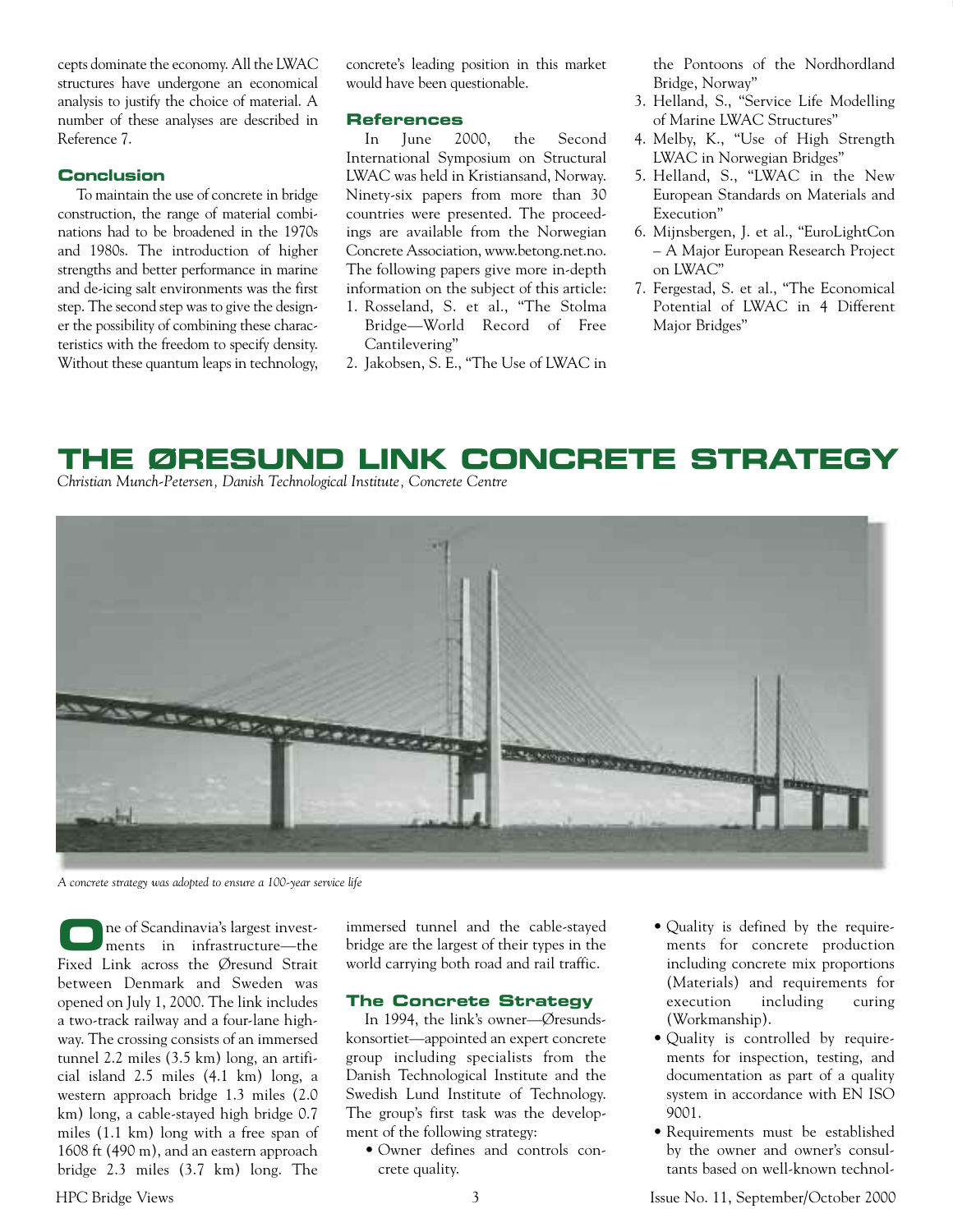cepts dominate the economy. All the LWAC structures have undergone an economical analysis to justify the choice of material. A number of these analyses are described in Reference 7.

## Conclusion

To maintain the use of concrete in bridge construction, the range of material combinations had to be broadened in the 1970s and 1980s. The introduction of higher strengths and better performance in marine and de-icing salt environments was the first step. The second step was to give the designer the possibility of combining these characteristics with the freedom to specify density. Without these quantum leaps in technology, concrete's leading position in this market would have been questionable.

## References

In June 2000, the Second International Symposium on Structural LWAC was held in Kristiansand, Norway. Ninety-six papers from more than 30 countries were presented. The proceedings are available from the Norwegian Concrete Association, www.betong.net.no. The following papers give more in-depth information on the subject of this article:

1. Rosseland, S. et al., "The Stolma Bridge—World Record of Free Cantilevering"
2. Jakobsen, S. E., "The Use of LWAC in the Pontoons of the Nordhordland Bridge, Norway"
3. Helland, S., "Service Life Modelling of Marine LWAC Structures"
4. Melby, K., "Use of High Strength LWAC in Norwegian Bridges"
5. Helland, S., "LWAC in the New European Standards on Materials and Execution"
6. Mijnsbergen, J. et al., "EuroLightCon – A Major European Research Project on LWAC"
7. Fergestad, S. et al., "The Economical Potential of LWAC in 4 Different Major Bridges"

# THE ØRESUND LINK CONCRETE STRATEGY

*Christian Munch-Petersen, Danish Technological Institute, Concrete Centre*

*A concrete strategy was adopted to ensure a 100-year service life*

One of Scandinavia's largest investments in infrastructure—the Fixed Link across the Øresund Strait between Denmark and Sweden was opened on July 1, 2000. The link includes a two-track railway and a four-lane highway. The crossing consists of an immersed tunnel 2.2 miles (3.5 km) long, an artificial island 2.5 miles (4.1 km) long, a western approach bridge 1.3 miles (2.0 km) long, a cable-stayed high bridge 0.7 miles (1.1 km) long with a free span of 1608 ft (490 m), and an eastern approach bridge 2.3 miles (3.7 km) long. The immersed tunnel and the cable-stayed bridge are the largest of their types in the world carrying both road and rail traffic.

## The Concrete Strategy

In 1994, the link's owner—Øresundskonsortiet—appointed an expert concrete group including specialists from the Danish Technological Institute and the Swedish Lund Institute of Technology. The group's first task was the development of the following strategy:

- Owner defines and controls concrete quality.
- Quality is defined by the requirements for concrete production including concrete mix proportions (Materials) and requirements for execution including curing (Workmanship).
- Quality is controlled by requirements for inspection, testing, and documentation as part of a quality system in accordance with EN ISO 9001.
- Requirements must be established by the owner and owner's consultants based on well-known technol-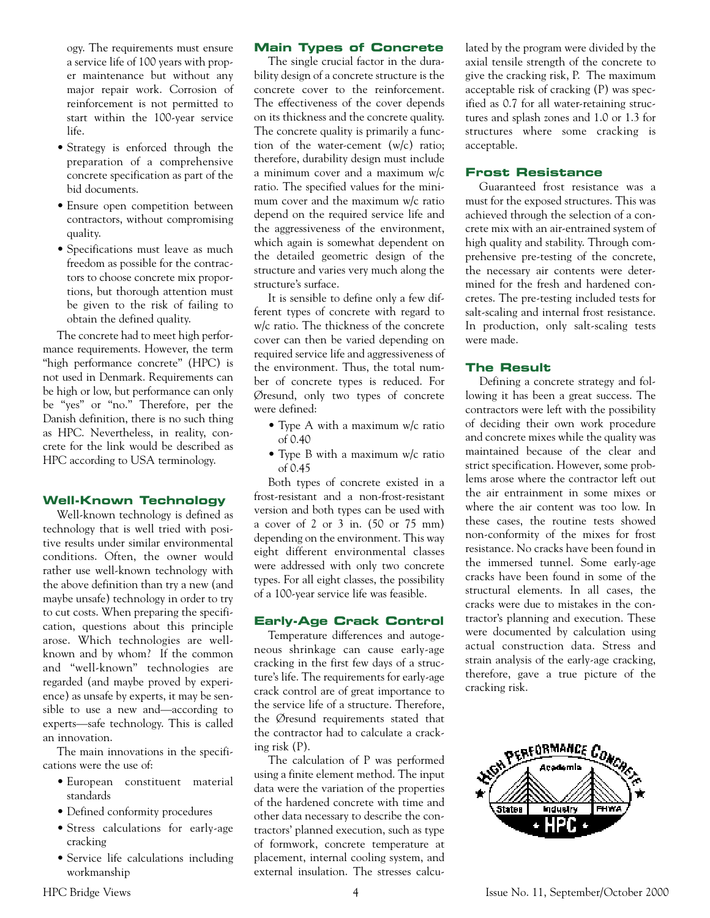ogy. The requirements must ensure a service life of 100 years with proper maintenance but without any major repair work. Corrosion of reinforcement is not permitted to start within the 100-year service life.

- Strategy is enforced through the preparation of a comprehensive concrete specification as part of the bid documents.
- Ensure open competition between contractors, without compromising quality.
- Specifications must leave as much freedom as possible for the contractors to choose concrete mix proportions, but thorough attention must be given to the risk of failing to obtain the defined quality.

The concrete had to meet high performance requirements. However, the term "high performance concrete" (HPC) is not used in Denmark. Requirements can be high or low, but performance can only be "yes" or "no." Therefore, per the Danish definition, there is no such thing as HPC. Nevertheless, in reality, concrete for the link would be described as HPC according to USA terminology.

## Well-Known Technology

Well-known technology is defined as technology that is well tried with positive results under similar environmental conditions. Often, the owner would rather use well-known technology with the above definition than try a new (and maybe unsafe) technology in order to try to cut costs. When preparing the specification, questions about this principle arose. Which technologies are well-known and by whom? If the common and "well-known" technologies are regarded (and maybe proved by experience) as unsafe by experts, it may be sensible to use a new and—according to experts—safe technology. This is called an innovation.

The main innovations in the specifications were the use of:

- European constituent material standards
- Defined conformity procedures
- Stress calculations for early-age cracking
- Service life calculations including workmanship

## Main Types of Concrete

The single crucial factor in the durability design of a concrete structure is the concrete cover to the reinforcement. The effectiveness of the cover depends on its thickness and the concrete quality. The concrete quality is primarily a function of the water-cement (w/c) ratio; therefore, durability design must include a minimum cover and a maximum w/c ratio. The specified values for the minimum cover and the maximum w/c ratio depend on the required service life and the aggressiveness of the environment, which again is somewhat dependent on the detailed geometric design of the structure and varies very much along the structure's surface.

It is sensible to define only a few different types of concrete with regard to w/c ratio. The thickness of the concrete cover can then be varied depending on required service life and aggressiveness of the environment. Thus, the total number of concrete types is reduced. For Øresund, only two types of concrete were defined:

- Type A with a maximum w/c ratio of 0.40
- Type B with a maximum w/c ratio of 0.45

Both types of concrete existed in a frost-resistant and a non-frost-resistant version and both types can be used with a cover of 2 or 3 in. (50 or 75 mm) depending on the environment. This way eight different environmental classes were addressed with only two concrete types. For all eight classes, the possibility of a 100-year service life was feasible.

## Early-Age Crack Control

Temperature differences and autogeneous shrinkage can cause early-age cracking in the first few days of a structure's life. The requirements for early-age crack control are of great importance to the service life of a structure. Therefore, the Øresund requirements stated that the contractor had to calculate a cracking risk (P).

The calculation of P was performed using a finite element method. The input data were the variation of the properties of the hardened concrete with time and other data necessary to describe the contractors' planned execution, such as type of formwork, concrete temperature at placement, internal cooling system, and external insulation. The stresses calculated by the program were divided by the axial tensile strength of the concrete to give the cracking risk, P. The maximum acceptable risk of cracking (P) was specified as 0.7 for all water-retaining structures and splash zones and 1.0 or 1.3 for structures where some cracking is acceptable.

## Frost Resistance

Guaranteed frost resistance was a must for the exposed structures. This was achieved through the selection of a concrete mix with an air-entrained system of high quality and stability. Through comprehensive pre-testing of the concrete, the necessary air contents were determined for the fresh and hardened concretes. The pre-testing included tests for salt-scaling and internal frost resistance. In production, only salt-scaling tests were made.

## The Result

Defining a concrete strategy and following it has been a great success. The contractors were left with the possibility of deciding their own work procedure and concrete mixes while the quality was maintained because of the clear and strict specification. However, some problems arose where the contractor left out the air entrainment in some mixes or where the air content was too low. In these cases, the routine tests showed non-conformity of the mixes for frost resistance. No cracks have been found in the immersed tunnel. Some early-age cracks have been found in some of the structural elements. In all cases, the cracks were due to mistakes in the contractor's planning and execution. These were documented by calculation using actual construction data. Stress and strain analysis of the early-age cracking, therefore, gave a true picture of the cracking risk.

HIGH PERFORMANCE CONCRETE
Academia
States
Industry
FHWA
HPC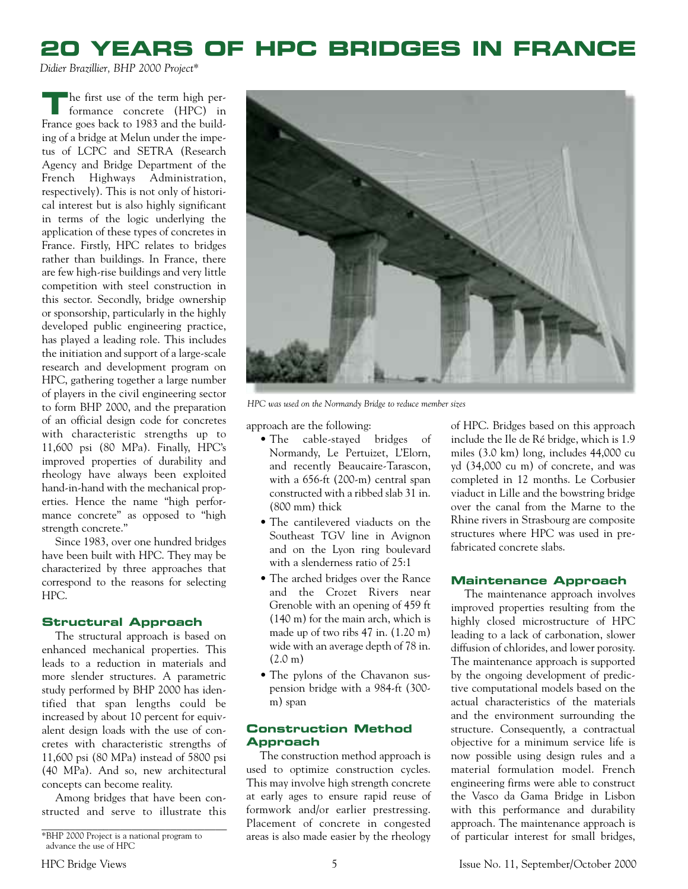# 20 YEARS OF HPC BRIDGES IN FRANCE

*Didier Brazillier, BHP 2000 Project**

The first use of the term high performance concrete (HPC) in France goes back to 1983 and the building of a bridge at Melun under the impetus of LCPC and SETRA (Research Agency and Bridge Department of the French Highways Administration, respectively). This is not only of historical interest but is also highly significant in terms of the logic underlying the application of these types of concretes in France. Firstly, HPC relates to bridges rather than buildings. In France, there are few high-rise buildings and very little competition with steel construction in this sector. Secondly, bridge ownership or sponsorship, particularly in the highly developed public engineering practice, has played a leading role. This includes the initiation and support of a large-scale research and development program on HPC, gathering together a large number of players in the civil engineering sector to form BHP 2000, and the preparation of an official design code for concretes with characteristic strengths up to 11,600 psi (80 MPa). Finally, HPC's improved properties of durability and rheology have always been exploited hand-in-hand with the mechanical properties. Hence the name "high performance concrete" as opposed to "high strength concrete."

Since 1983, over one hundred bridges have been built with HPC. They may be characterized by three approaches that correspond to the reasons for selecting HPC.

## Structural Approach

The structural approach is based on enhanced mechanical properties. This leads to a reduction in materials and more slender structures. A parametric study performed by BHP 2000 has identified that span lengths could be increased by about 10 percent for equivalent design loads with the use of concretes with characteristic strengths of 11,600 psi (80 MPa) instead of 5800 psi (40 MPa). And so, new architectural concepts can become reality.

Among bridges that have been constructed and serve to illustrate this approach are the following:

- The cable-stayed bridges of Normandy, Le Pertuizet, L'Elorn, and recently Beaucaire-Tarascon, with a 656-ft (200-m) central span constructed with a ribbed slab 31 in. (800 mm) thick
- The cantilevered viaducts on the Southeast TGV line in Avignon and on the Lyon ring boulevard with a slenderness ratio of 25:1
- The arched bridges over the Rance and the Crozet Rivers near Grenoble with an opening of 459 ft (140 m) for the main arch, which is made up of two ribs 47 in. (1.20 m) wide with an average depth of 78 in. (2.0 m)
- The pylons of the Chavanon suspension bridge with a 984-ft (300-m) span

*HPC was used on the Normandy Bridge to reduce member sizes*

## Construction Method Approach

The construction method approach is used to optimize construction cycles. This may involve high strength concrete at early ages to ensure rapid reuse of formwork and/or earlier prestressing. Placement of concrete in congested areas is also made easier by the rheology of HPC. Bridges based on this approach include the Ile de Ré bridge, which is 1.9 miles (3.0 km) long, includes 44,000 cu yd (34,000 cu m) of concrete, and was completed in 12 months. Le Corbusier viaduct in Lille and the bowstring bridge over the canal from the Marne to the Rhine rivers in Strasbourg are composite structures where HPC was used in prefabricated concrete slabs.

## Maintenance Approach

The maintenance approach involves improved properties resulting from the highly closed microstructure of HPC leading to a lack of carbonation, slower diffusion of chlorides, and lower porosity. The maintenance approach is supported by the ongoing development of predictive computational models based on the actual characteristics of the materials and the environment surrounding the structure. Consequently, a contractual objective for a minimum service life is now possible using design rules and a material formulation model. French engineering firms were able to construct the Vasco da Gama Bridge in Lisbon with this performance and durability approach. The maintenance approach is of particular interest for small bridges,

*BHP 2000 Project is a national program to advance the use of HPC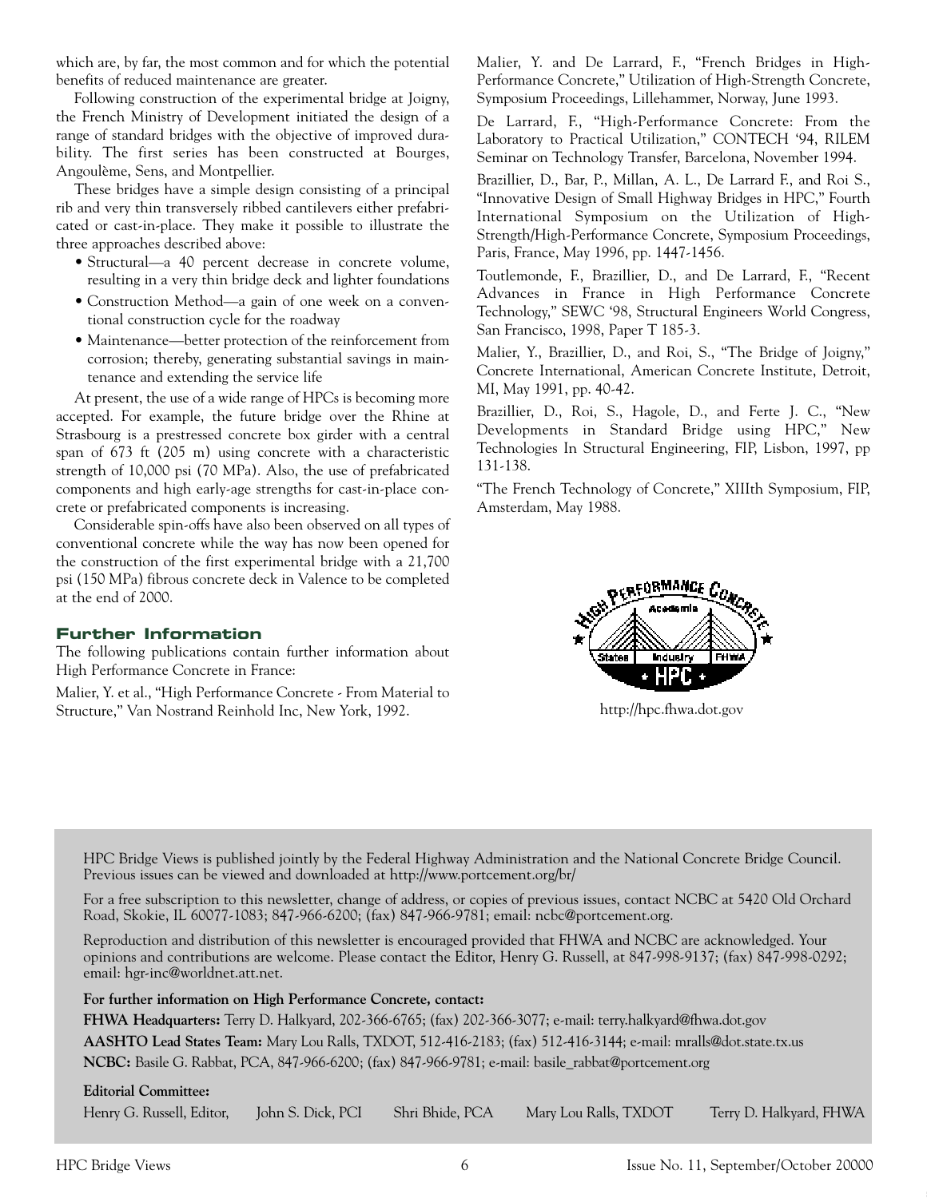which are, by far, the most common and for which the potential benefits of reduced maintenance are greater.

Following construction of the experimental bridge at Joigny, the French Ministry of Development initiated the design of a range of standard bridges with the objective of improved durability. The first series has been constructed at Bourges, Angoulème, Sens, and Montpellier.

These bridges have a simple design consisting of a principal rib and very thin transversely ribbed cantilevers either prefabricated or cast-in-place. They make it possible to illustrate the three approaches described above:

- Structural—a 40 percent decrease in concrete volume, resulting in a very thin bridge deck and lighter foundations
- Construction Method—a gain of one week on a conventional construction cycle for the roadway
- Maintenance—better protection of the reinforcement from corrosion; thereby, generating substantial savings in maintenance and extending the service life

At present, the use of a wide range of HPCs is becoming more accepted. For example, the future bridge over the Rhine at Strasbourg is a prestressed concrete box girder with a central span of 673 ft (205 m) using concrete with a characteristic strength of 10,000 psi (70 MPa). Also, the use of prefabricated components and high early-age strengths for cast-in-place concrete or prefabricated components is increasing.

Considerable spin-offs have also been observed on all types of conventional concrete while the way has now been opened for the construction of the first experimental bridge with a 21,700 psi (150 MPa) fibrous concrete deck in Valence to be completed at the end of 2000.

## Further Information

The following publications contain further information about High Performance Concrete in France:

Malier, Y. et al., "High Performance Concrete - From Material to Structure," Van Nostrand Reinhold Inc, New York, 1992.

Malier, Y. and De Larrard, F., "French Bridges in High-Performance Concrete," Utilization of High-Strength Concrete, Symposium Proceedings, Lillehammer, Norway, June 1993.

De Larrard, F., "High-Performance Concrete: From the Laboratory to Practical Utilization," CONTECH '94, RILEM Seminar on Technology Transfer, Barcelona, November 1994.

Brazillier, D., Bar, P., Millan, A. L., De Larrard F., and Roi S., "Innovative Design of Small Highway Bridges in HPC," Fourth International Symposium on the Utilization of High-Strength/High-Performance Concrete, Symposium Proceedings, Paris, France, May 1996, pp. 1447-1456.

Toutlemonde, F., Brazillier, D., and De Larrard, F., "Recent Advances in France in High Performance Concrete Technology," SEWC '98, Structural Engineers World Congress, San Francisco, 1998, Paper T 185-3.

Malier, Y., Brazillier, D., and Roi, S., "The Bridge of Joigny," Concrete International, American Concrete Institute, Detroit, MI, May 1991, pp. 40-42.

Brazillier, D., Roi, S., Hagole, D., and Ferte J. C., "New Developments in Standard Bridge using HPC," New Technologies In Structural Engineering, FIP, Lisbon, 1997, pp 131-138.

"The French Technology of Concrete," XIIIth Symposium, FIP, Amsterdam, May 1988.

High Performance Concrete
Academia
States Industry FHWA
HPC

http://hpc.fhwa.dot.gov

HPC Bridge Views is published jointly by the Federal Highway Administration and the National Concrete Bridge Council. Previous issues can be viewed and downloaded at http://www.portcement.org/br/

For a free subscription to this newsletter, change of address, or copies of previous issues, contact NCBC at 5420 Old Orchard Road, Skokie, IL 60077-1083; 847-966-6200; (fax) 847-966-9781; email: ncbc@portcement.org.

Reproduction and distribution of this newsletter is encouraged provided that FHWA and NCBC are acknowledged. Your opinions and contributions are welcome. Please contact the Editor, Henry G. Russell, at 847-998-9137; (fax) 847-998-0292; email: hgr-inc@worldnet.att.net.

**For further information on High Performance Concrete, contact:**

**FHWA Headquarters:** Terry D. Halkyard, 202-366-6765; (fax) 202-366-3077; e-mail: terry.halkyard@fhwa.dot.gov

**AASHTO Lead States Team:** Mary Lou Ralls, TXDOT, 512-416-2183; (fax) 512-416-3144; e-mail: mralls@dot.state.tx.us

**NCBC:** Basile G. Rabbat, PCA, 847-966-6200; (fax) 847-966-9781; e-mail: basile_rabbat@portcement.org

**Editorial Committee:**

Henry G. Russell, Editor, John S. Dick, PCI Shri Bhide, PCA Mary Lou Ralls, TXDOT Terry D. Halkyard, FHWA